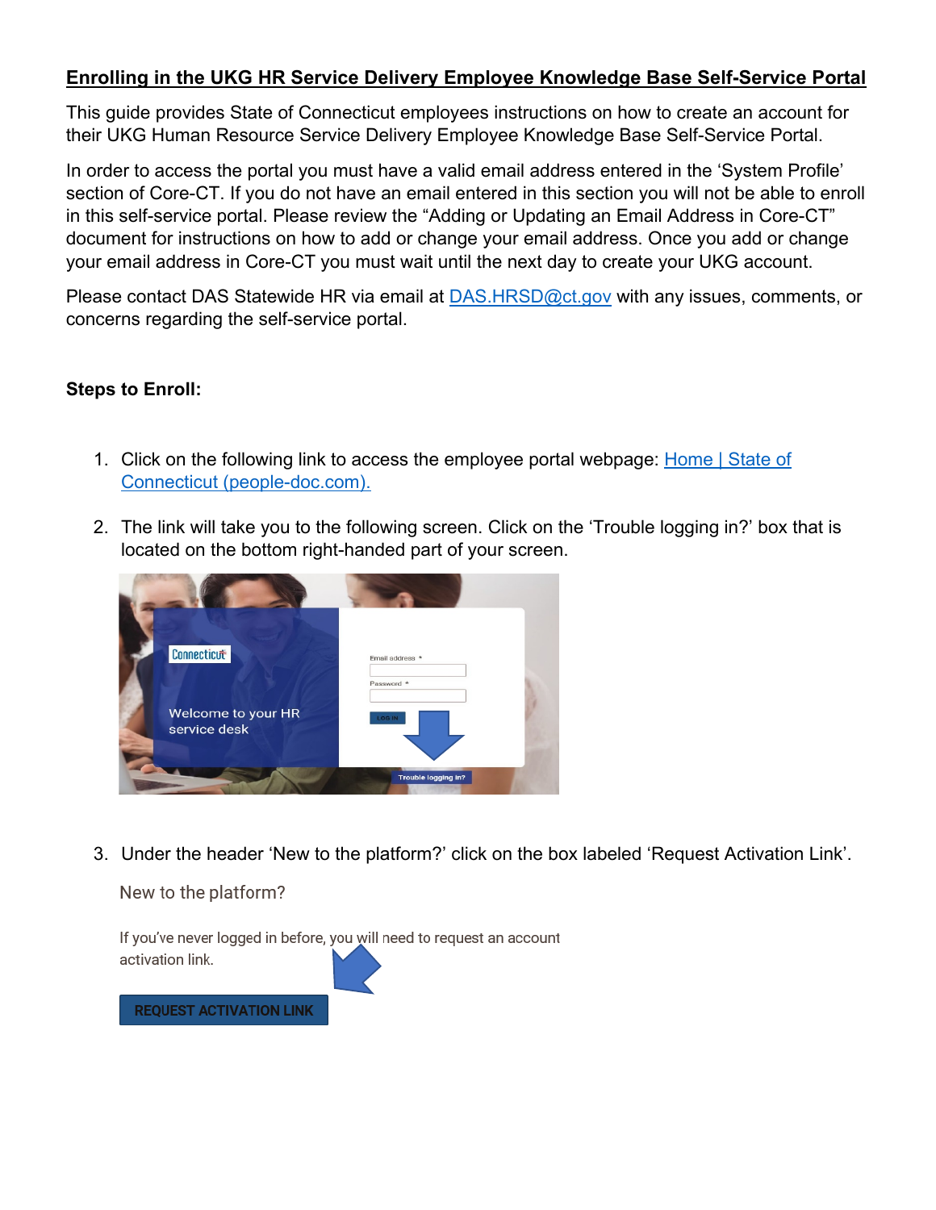# Enrolling in the UKG HR Service Delivery Employee Knowledge Base Self-Service Portal

This guide provides State of Connecticut employees instructions on how to create an account for their UKG Human Resource Service Delivery Employee Knowledge Base Self-Service Portal.

In order to access the portal you must have a valid email address entered in the 'System Profile' section of Core-CT. If you do not have an email entered in this section you will not be able to enroll in this self-service portal. Please review the "Adding or Updating an Email Address in Core-CT" document for instructions on how to add or change your email address. Once you add or change your email address in Core-CT you must wait until the next day to create your UKG account.

Please contact DAS Statewide HR via email at DAS.HRSD@ct.gov with any issues, comments, or concerns regarding the self-service portal.

**Steps to Enroll:**

1. Click on the following link to access the employee portal webpage: Home | State of Connecticut (people-doc.com).

2. The link will take you to the following screen. Click on the 'Trouble logging in?' box that is located on the bottom right-handed part of your screen.

3. Under the header 'New to the platform?' click on the box labeled 'Request Activation Link'.

New to the platform?

If you've never logged in before, you will need to request an account activation link.

REQUEST ACTIVATION LINK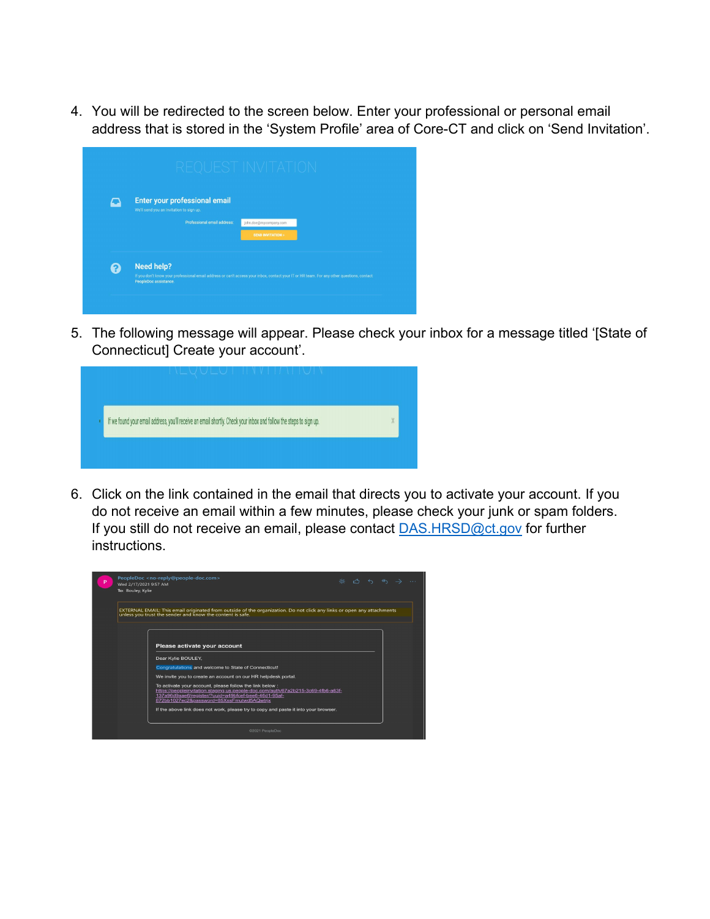4. You will be redirected to the screen below. Enter your professional or personal email address that is stored in the 'System Profile' area of Core-CT and click on 'Send Invitation'.

5. The following message will appear. Please check your inbox for a message titled '[State of Connecticut] Create your account'.

6. Click on the link contained in the email that directs you to activate your account. If you do not receive an email within a few minutes, please check your junk or spam folders. If you still do not receive an email, please contact [DAS.HRSD@ct.gov](mailto:DAS.HRSD@ct.gov) for further instructions.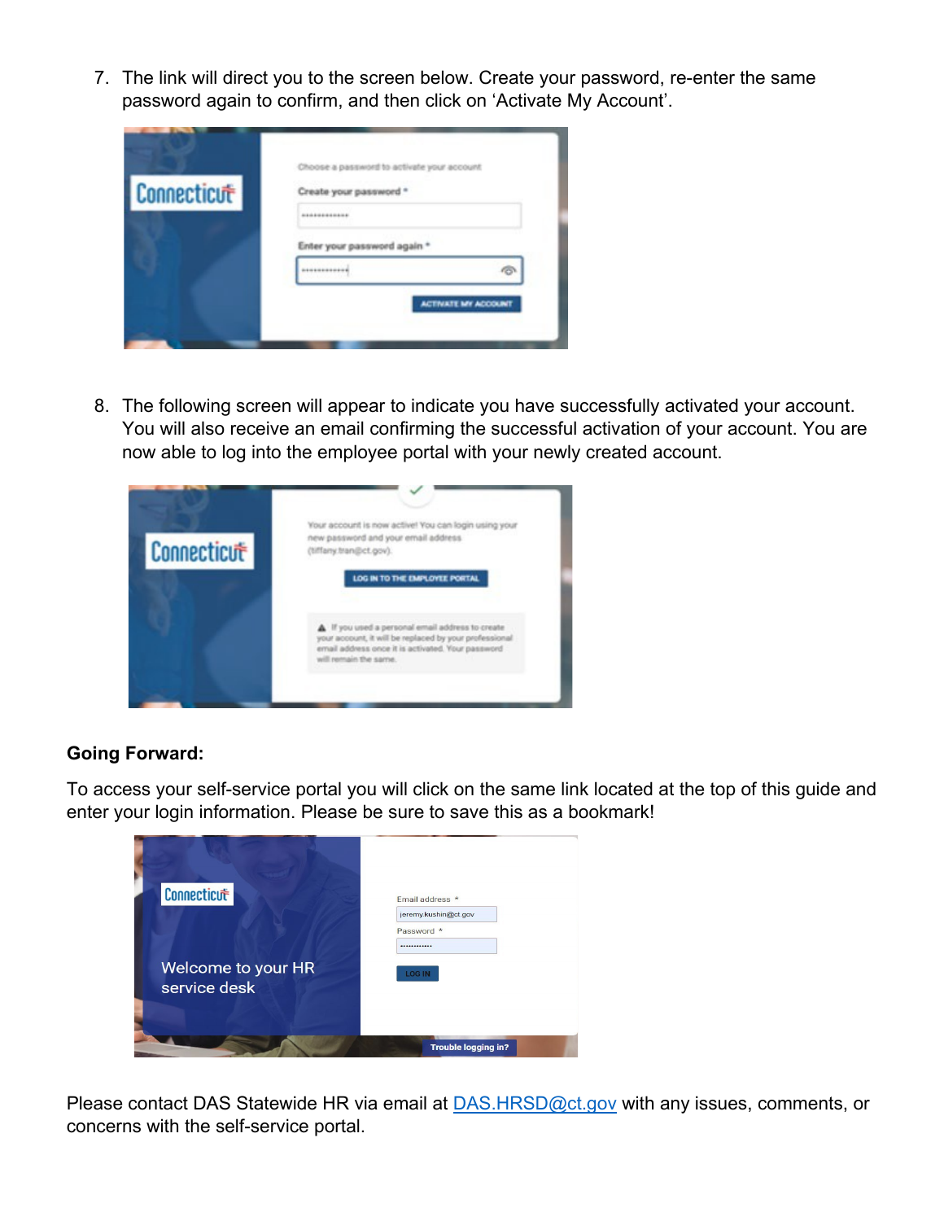7. The link will direct you to the screen below. Create your password, re-enter the same password again to confirm, and then click on 'Activate My Account'.

8. The following screen will appear to indicate you have successfully activated your account. You will also receive an email confirming the successful activation of your account. You are now able to log into the employee portal with your newly created account.

**Going Forward:**

To access your self-service portal you will click on the same link located at the top of this guide and enter your login information. Please be sure to save this as a bookmark!

Please contact DAS Statewide HR via email at [DAS.HRSD@ct.gov](mailto:DAS.HRSD@ct.gov) with any issues, comments, or concerns with the self-service portal.